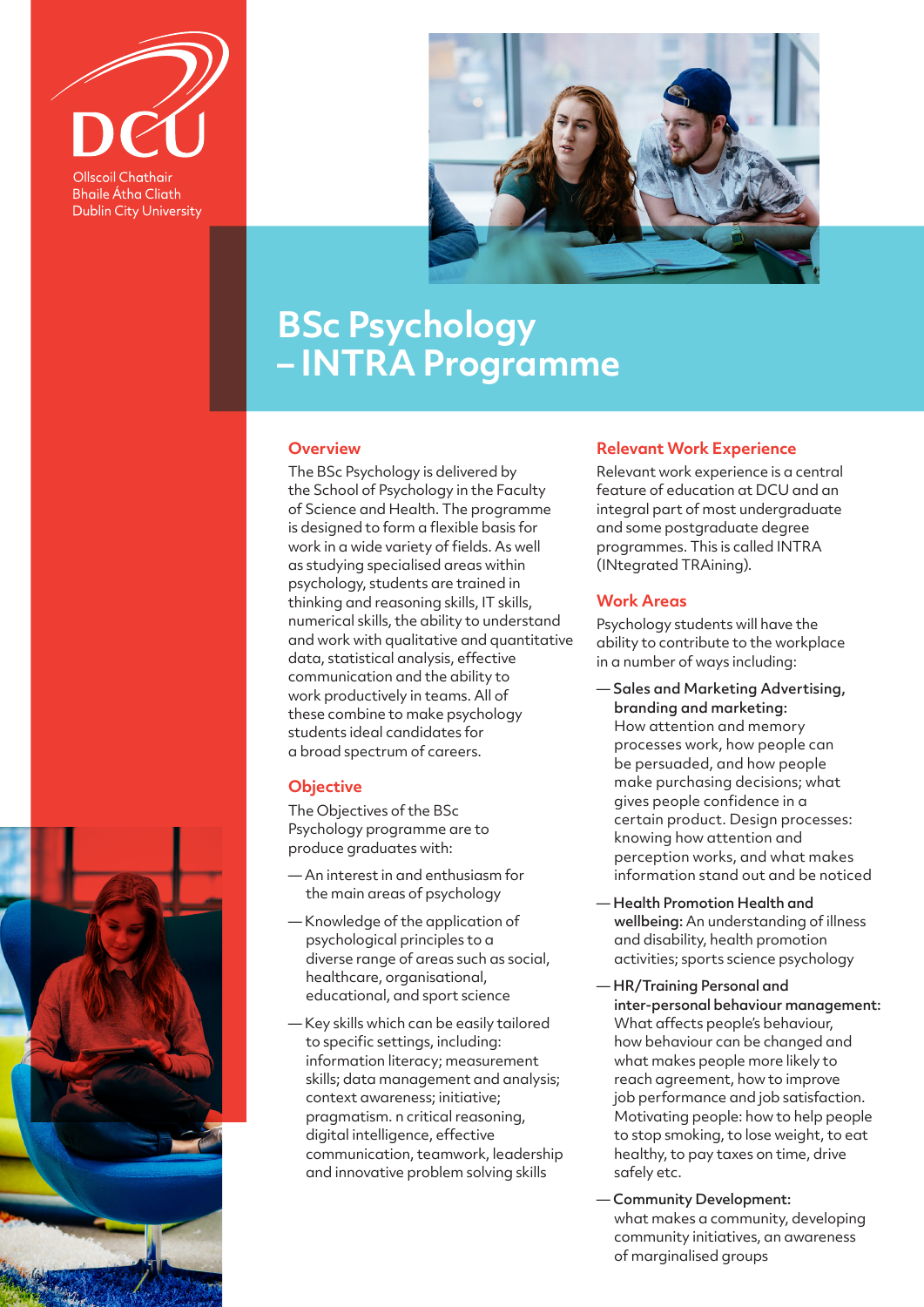DCU

Ollscoil Chathair Bhaile Átha Cliath
Dublin City University

# BSc Psychology – INTRA Programme

## Overview

The BSc Psychology is delivered by the School of Psychology in the Faculty of Science and Health. The programme is designed to form a flexible basis for work in a wide variety of fields. As well as studying specialised areas within psychology, students are trained in thinking and reasoning skills, IT skills, numerical skills, the ability to understand and work with qualitative and quantitative data, statistical analysis, effective communication and the ability to work productively in teams. All of these combine to make psychology students ideal candidates for a broad spectrum of careers.

## Objective

The Objectives of the BSc Psychology programme are to produce graduates with:

- An interest in and enthusiasm for the main areas of psychology
- Knowledge of the application of psychological principles to a diverse range of areas such as social, healthcare, organisational, educational, and sport science
- Key skills which can be easily tailored to specific settings, including: information literacy; measurement skills; data management and analysis; context awareness; initiative; pragmatism. n critical reasoning, digital intelligence, effective communication, teamwork, leadership and innovative problem solving skills

## Relevant Work Experience

Relevant work experience is a central feature of education at DCU and an integral part of most undergraduate and some postgraduate degree programmes. This is called INTRA (INtegrated TRAining).

## Work Areas

Psychology students will have the ability to contribute to the workplace in a number of ways including:

- **Sales and Marketing Advertising, branding and marketing:** How attention and memory processes work, how people can be persuaded, and how people make purchasing decisions; what gives people confidence in a certain product. Design processes: knowing how attention and perception works, and what makes information stand out and be noticed
- **Health Promotion Health and wellbeing:** An understanding of illness and disability, health promotion activities; sports science psychology
- **HR/Training Personal and inter-personal behaviour management:** What affects people's behaviour, how behaviour can be changed and what makes people more likely to reach agreement, how to improve job performance and job satisfaction. Motivating people: how to help people to stop smoking, to lose weight, to eat healthy, to pay taxes on time, drive safely etc.
- **Community Development:** what makes a community, developing community initiatives, an awareness of marginalised groups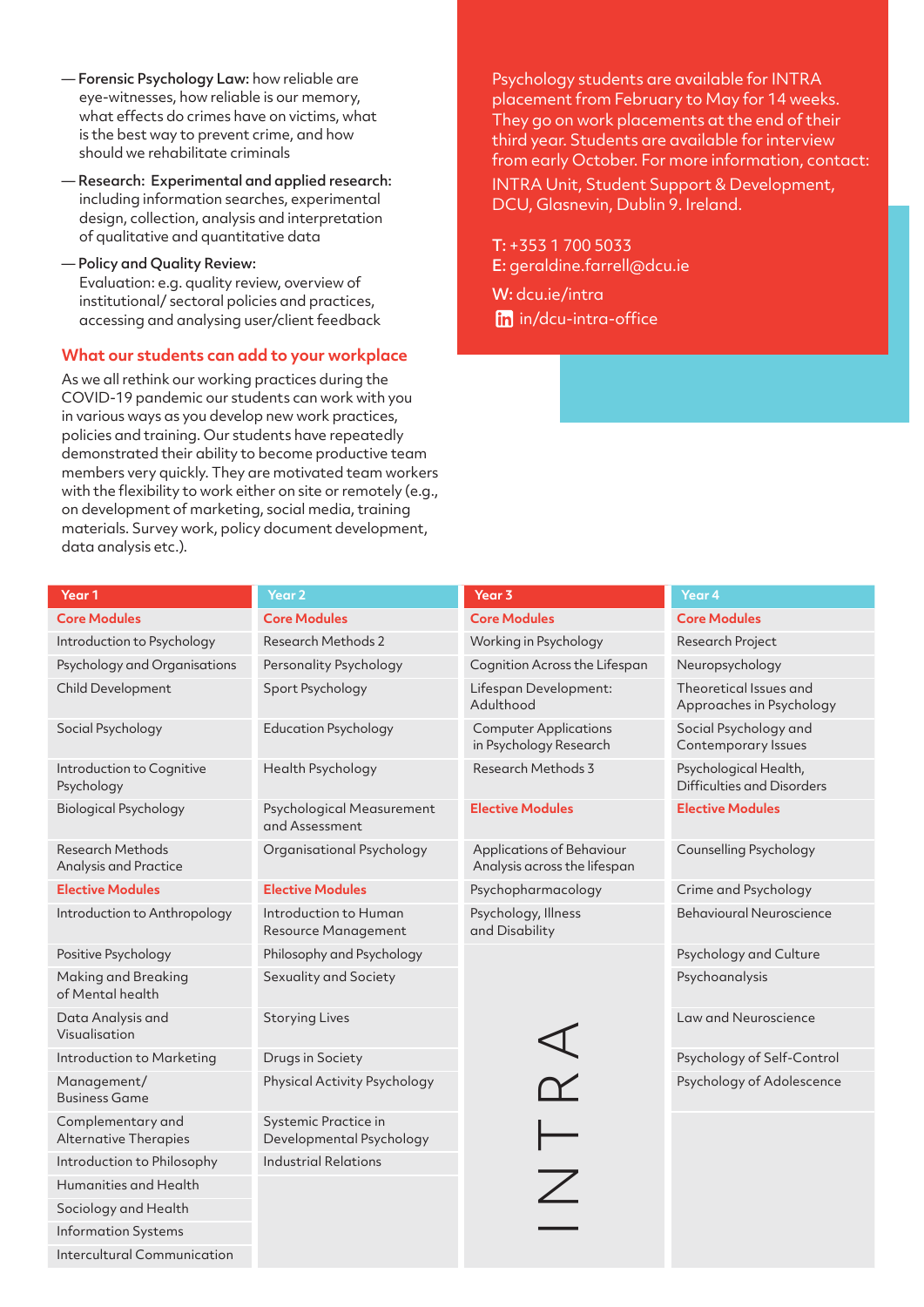- **Forensic Psychology Law:** how reliable are eye-witnesses, how reliable is our memory, what effects do crimes have on victims, what is the best way to prevent crime, and how should we rehabilitate criminals
- **Research: Experimental and applied research:** including information searches, experimental design, collection, analysis and interpretation of qualitative and quantitative data
- **Policy and Quality Review:** Evaluation: e.g. quality review, overview of institutional/ sectoral policies and practices, accessing and analysing user/client feedback

## What our students can add to your workplace

As we all rethink our working practices during the COVID-19 pandemic our students can work with you in various ways as you develop new work practices, policies and training. Our students have repeatedly demonstrated their ability to become productive team members very quickly. They are motivated team workers with the flexibility to work either on site or remotely (e.g., on development of marketing, social media, training materials. Survey work, policy document development, data analysis etc.).

Psychology students are available for INTRA placement from February to May for 14 weeks. They go on work placements at the end of their third year. Students are available for interview from early October. For more information, contact:

INTRA Unit, Student Support & Development, DCU, Glasnevin, Dublin 9. Ireland.

**T:** +353 1 700 5033
**E:** geraldine.farrell@dcu.ie
**W:** dcu.ie/intra
in/dcu-intra-office

| Year 1 | Year 2 | Year 3 | Year 4 |
|---|---|---|---|
| **Core Modules** | **Core Modules** | **Core Modules** | **Core Modules** |
| Introduction to Psychology | Research Methods 2 | Working in Psychology | Research Project |
| Psychology and Organisations | Personality Psychology | Cognition Across the Lifespan | Neuropsychology |
| Child Development | Sport Psychology | Lifespan Development: Adulthood | Theoretical Issues and Approaches in Psychology |
| Social Psychology | Education Psychology | Computer Applications in Psychology Research | Social Psychology and Contemporary Issues |
| Introduction to Cognitive Psychology | Health Psychology | Research Methods 3 | Psychological Health, Difficulties and Disorders |
| Biological Psychology | Psychological Measurement and Assessment | **Elective Modules** | **Elective Modules** |
| Research Methods Analysis and Practice | Organisational Psychology | Applications of Behaviour Analysis across the lifespan | Counselling Psychology |
| **Elective Modules** | **Elective Modules** | Psychopharmacology | Crime and Psychology |
| Introduction to Anthropology | Introduction to Human Resource Management | Psychology, Illness and Disability | Behavioural Neuroscience |
| Positive Psychology | Philosophy and Psychology | INTRA | Psychology and Culture |
| Making and Breaking of Mental health | Sexuality and Society | | Psychoanalysis |
| Data Analysis and Visualisation | Storying Lives | | Law and Neuroscience |
| Introduction to Marketing | Drugs in Society | | Psychology of Self-Control |
| Management/ Business Game | Physical Activity Psychology | | Psychology of Adolescence |
| Complementary and Alternative Therapies | Systemic Practice in Developmental Psychology | | |
| Introduction to Philosophy | Industrial Relations | | |
| Humanities and Health | | | |
| Sociology and Health | | | |
| Information Systems | | | |
| Intercultural Communication | | | |